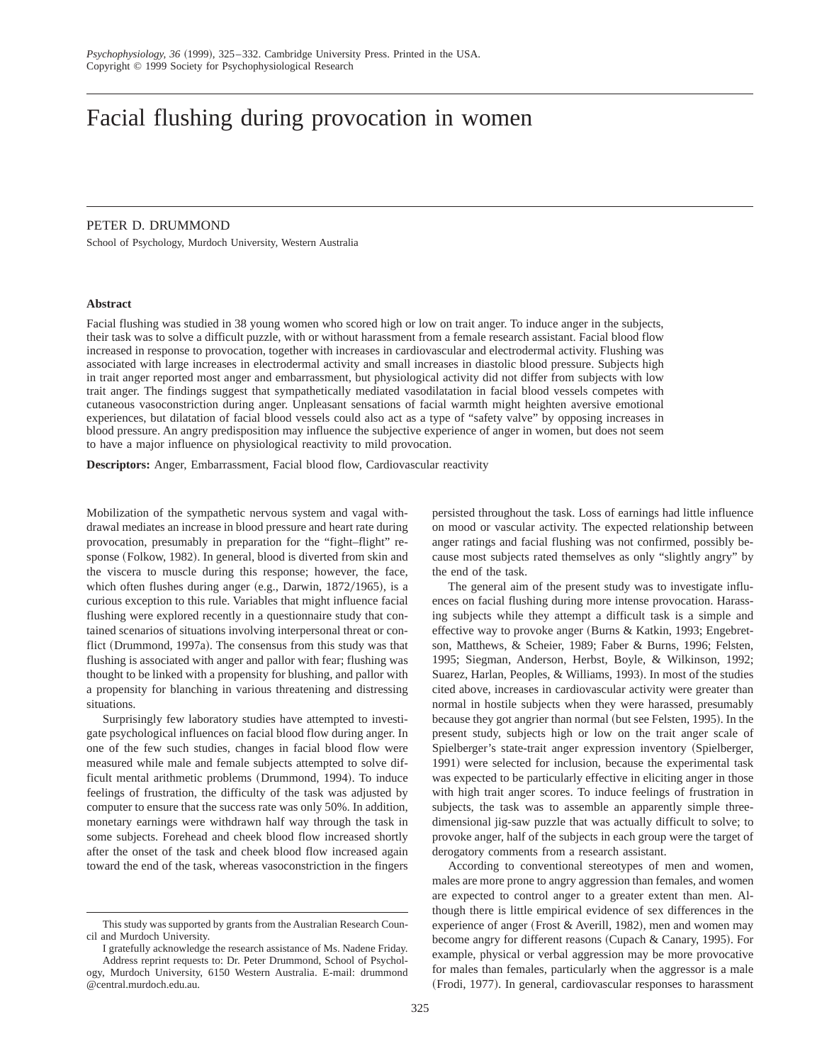# Facial flushing during provocation in women

PETER D. DRUMMOND

School of Psychology, Murdoch University, Western Australia

### Abstract

Facial flushing was studied in 38 young women who scored high or low on trait anger. To induce anger in the subjects, their task was to solve a difficult puzzle, with or without harassment from a female research assistant. Facial blood flow increased in response to provocation, together with increases in cardiovascular and electrodermal activity. Flushing was associated with large increases in electrodermal activity and small increases in diastolic blood pressure. Subjects high in trait anger reported most anger and embarrassment, but physiological activity did not differ from subjects with low trait anger. The findings suggest that sympathetically mediated vasodilatation in facial blood vessels competes with cutaneous vasoconstriction during anger. Unpleasant sensations of facial warmth might heighten aversive emotional experiences, but dilatation of facial blood vessels could also act as a type of "safety valve" by opposing increases in blood pressure. An angry predisposition may influence the subjective experience of anger in women, but does not seem to have a major influence on physiological reactivity to mild provocation.

**Descriptors:** Anger, Embarrassment, Facial blood flow, Cardiovascular reactivity

Mobilization of the sympathetic nervous system and vagal withdrawal mediates an increase in blood pressure and heart rate during provocation, presumably in preparation for the "fight–flight" response (Folkow, 1982). In general, blood is diverted from skin and the viscera to muscle during this response; however, the face, which often flushes during anger (e.g., Darwin, 1872/1965), is a curious exception to this rule. Variables that might influence facial flushing were explored recently in a questionnaire study that contained scenarios of situations involving interpersonal threat or conflict (Drummond, 1997a). The consensus from this study was that flushing is associated with anger and pallor with fear; flushing was thought to be linked with a propensity for blushing, and pallor with a propensity for blanching in various threatening and distressing situations.

Surprisingly few laboratory studies have attempted to investigate psychological influences on facial blood flow during anger. In one of the few such studies, changes in facial blood flow were measured while male and female subjects attempted to solve difficult mental arithmetic problems (Drummond, 1994). To induce feelings of frustration, the difficulty of the task was adjusted by computer to ensure that the success rate was only 50%. In addition, monetary earnings were withdrawn half way through the task in some subjects. Forehead and cheek blood flow increased shortly after the onset of the task and cheek blood flow increased again toward the end of the task, whereas vasoconstriction in the fingers persisted throughout the task. Loss of earnings had little influence on mood or vascular activity. The expected relationship between anger ratings and facial flushing was not confirmed, possibly because most subjects rated themselves as only "slightly angry" by the end of the task.

The general aim of the present study was to investigate influences on facial flushing during more intense provocation. Harassing subjects while they attempt a difficult task is a simple and effective way to provoke anger (Burns & Katkin, 1993; Engebretson, Matthews, & Scheier, 1989; Faber & Burns, 1996; Felsten, 1995; Siegman, Anderson, Herbst, Boyle, & Wilkinson, 1992; Suarez, Harlan, Peoples, & Williams, 1993). In most of the studies cited above, increases in cardiovascular activity were greater than normal in hostile subjects when they were harassed, presumably because they got angrier than normal (but see Felsten, 1995). In the present study, subjects high or low on the trait anger scale of Spielberger's state-trait anger expression inventory (Spielberger, 1991) were selected for inclusion, because the experimental task was expected to be particularly effective in eliciting anger in those with high trait anger scores. To induce feelings of frustration in subjects, the task was to assemble an apparently simple three-dimensional jig-saw puzzle that was actually difficult to solve; to provoke anger, half of the subjects in each group were the target of derogatory comments from a research assistant.

According to conventional stereotypes of men and women, males are more prone to angry aggression than females, and women are expected to control anger to a greater extent than men. Although there is little empirical evidence of sex differences in the experience of anger (Frost & Averill, 1982), men and women may become angry for different reasons (Cupach & Canary, 1995). For example, physical or verbal aggression may be more provocative for males than females, particularly when the aggressor is a male (Frodi, 1977). In general, cardiovascular responses to harassment

---

This study was supported by grants from the Australian Research Council and Murdoch University.

I gratefully acknowledge the research assistance of Ms. Nadene Friday.

Address reprint requests to: Dr. Peter Drummond, School of Psychology, Murdoch University, 6150 Western Australia. E-mail: drummond@central.murdoch.edu.au.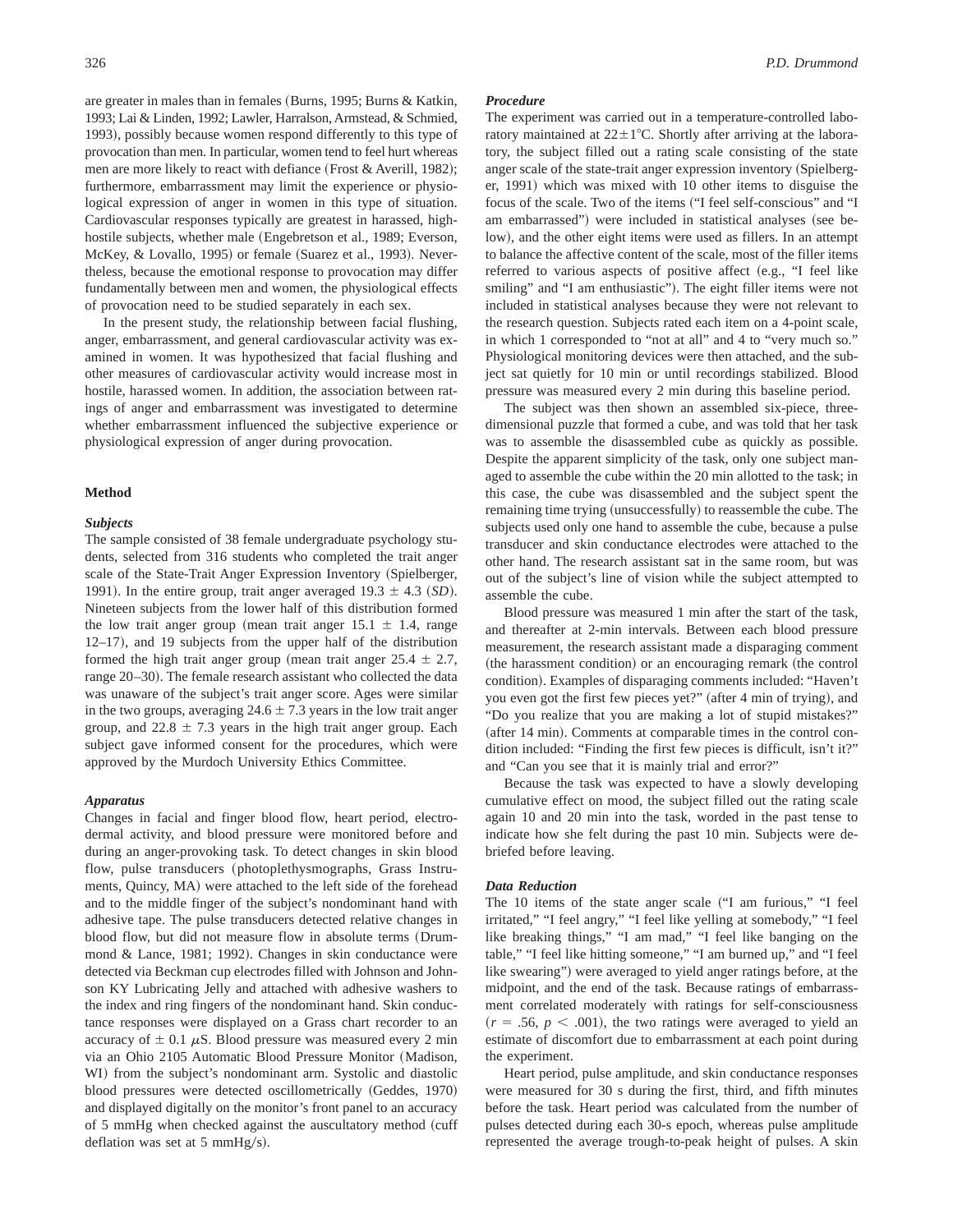are greater in males than in females (Burns, 1995; Burns & Katkin, 1993; Lai & Linden, 1992; Lawler, Harralson, Armstead, & Schmied, 1993), possibly because women respond differently to this type of provocation than men. In particular, women tend to feel hurt whereas men are more likely to react with defiance (Frost & Averill, 1982); furthermore, embarrassment may limit the experience or physiological expression of anger in women in this type of situation. Cardiovascular responses typically are greatest in harassed, high-hostile subjects, whether male (Engebretson et al., 1989; Everson, McKey, & Lovallo, 1995) or female (Suarez et al., 1993). Nevertheless, because the emotional response to provocation may differ fundamentally between men and women, the physiological effects of provocation need to be studied separately in each sex.

In the present study, the relationship between facial flushing, anger, embarrassment, and general cardiovascular activity was examined in women. It was hypothesized that facial flushing and other measures of cardiovascular activity would increase most in hostile, harassed women. In addition, the association between ratings of anger and embarrassment was investigated to determine whether embarrassment influenced the subjective experience or physiological expression of anger during provocation.

## Method

### *Subjects*

The sample consisted of 38 female undergraduate psychology students, selected from 316 students who completed the trait anger scale of the State-Trait Anger Expression Inventory (Spielberger, 1991). In the entire group, trait anger averaged 19.3 ± 4.3 (*SD*). Nineteen subjects from the lower half of this distribution formed the low trait anger group (mean trait anger 15.1 ± 1.4, range 12–17), and 19 subjects from the upper half of the distribution formed the high trait anger group (mean trait anger 25.4 ± 2.7, range 20–30). The female research assistant who collected the data was unaware of the subject's trait anger score. Ages were similar in the two groups, averaging 24.6 ± 7.3 years in the low trait anger group, and 22.8 ± 7.3 years in the high trait anger group. Each subject gave informed consent for the procedures, which were approved by the Murdoch University Ethics Committee.

### *Apparatus*

Changes in facial and finger blood flow, heart period, electrodermal activity, and blood pressure were monitored before and during an anger-provoking task. To detect changes in skin blood flow, pulse transducers (photoplethysmographs, Grass Instruments, Quincy, MA) were attached to the left side of the forehead and to the middle finger of the subject's nondominant hand with adhesive tape. The pulse transducers detected relative changes in blood flow, but did not measure flow in absolute terms (Drummond & Lance, 1981; 1992). Changes in skin conductance were detected via Beckman cup electrodes filled with Johnson and Johnson KY Lubricating Jelly and attached with adhesive washers to the index and ring fingers of the nondominant hand. Skin conductance responses were displayed on a Grass chart recorder to an accuracy of ± 0.1 $\mu$S. Blood pressure was measured every 2 min via an Ohio 2105 Automatic Blood Pressure Monitor (Madison, WI) from the subject's nondominant arm. Systolic and diastolic blood pressures were detected oscillometrically (Geddes, 1970) and displayed digitally on the monitor's front panel to an accuracy of 5 mmHg when checked against the auscultatory method (cuff deflation was set at 5 mmHg/s).

### *Procedure*

The experiment was carried out in a temperature-controlled laboratory maintained at 22±1°C. Shortly after arriving at the laboratory, the subject filled out a rating scale consisting of the state anger scale of the state-trait anger expression inventory (Spielberger, 1991) which was mixed with 10 other items to disguise the focus of the scale. Two of the items ("I feel self-conscious" and "I am embarrassed") were included in statistical analyses (see below), and the other eight items were used as fillers. In an attempt to balance the affective content of the scale, most of the filler items referred to various aspects of positive affect (e.g., "I feel like smiling" and "I am enthusiastic"). The eight filler items were not included in statistical analyses because they were not relevant to the research question. Subjects rated each item on a 4-point scale, in which 1 corresponded to "not at all" and 4 to "very much so." Physiological monitoring devices were then attached, and the subject sat quietly for 10 min or until recordings stabilized. Blood pressure was measured every 2 min during this baseline period.

The subject was then shown an assembled six-piece, three-dimensional puzzle that formed a cube, and was told that her task was to assemble the disassembled cube as quickly as possible. Despite the apparent simplicity of the task, only one subject managed to assemble the cube within the 20 min allotted to the task; in this case, the cube was disassembled and the subject spent the remaining time trying (unsuccessfully) to reassemble the cube. The subjects used only one hand to assemble the cube, because a pulse transducer and skin conductance electrodes were attached to the other hand. The research assistant sat in the same room, but was out of the subject's line of vision while the subject attempted to assemble the cube.

Blood pressure was measured 1 min after the start of the task, and thereafter at 2-min intervals. Between each blood pressure measurement, the research assistant made a disparaging comment (the harassment condition) or an encouraging remark (the control condition). Examples of disparaging comments included: "Haven't you even got the first few pieces yet?" (after 4 min of trying), and "Do you realize that you are making a lot of stupid mistakes?" (after 14 min). Comments at comparable times in the control condition included: "Finding the first few pieces is difficult, isn't it?" and "Can you see that it is mainly trial and error?"

Because the task was expected to have a slowly developing cumulative effect on mood, the subject filled out the rating scale again 10 and 20 min into the task, worded in the past tense to indicate how she felt during the past 10 min. Subjects were debriefed before leaving.

### *Data Reduction*

The 10 items of the state anger scale ("I am furious," "I feel irritated," "I feel angry," "I feel like yelling at somebody," "I feel like breaking things," "I am mad," "I feel like banging on the table," "I feel like hitting someone," "I am burned up," and "I feel like swearing") were averaged to yield anger ratings before, at the midpoint, and the end of the task. Because ratings of embarrassment correlated moderately with ratings for self-consciousness ($r = .56$, $p < .001$), the two ratings were averaged to yield an estimate of discomfort due to embarrassment at each point during the experiment.

Heart period, pulse amplitude, and skin conductance responses were measured for 30 s during the first, third, and fifth minutes before the task. Heart period was calculated from the number of pulses detected during each 30-s epoch, whereas pulse amplitude represented the average trough-to-peak height of pulses. A skin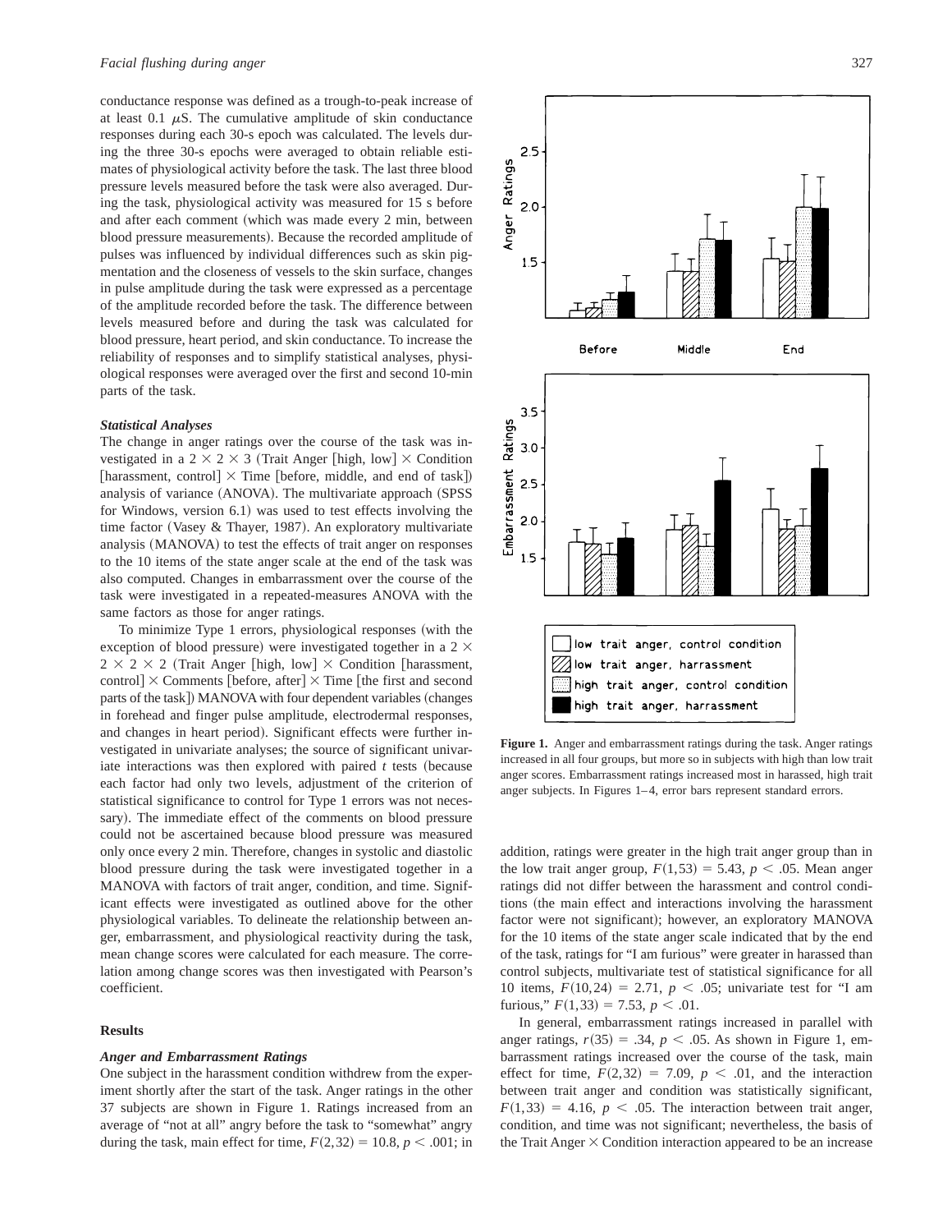conductance response was defined as a trough-to-peak increase of at least 0.1 $\mu$S. The cumulative amplitude of skin conductance responses during each 30-s epoch was calculated. The levels during the three 30-s epochs were averaged to obtain reliable estimates of physiological activity before the task. The last three blood pressure levels measured before the task were also averaged. During the task, physiological activity was measured for 15 s before and after each comment (which was made every 2 min, between blood pressure measurements). Because the recorded amplitude of pulses was influenced by individual differences such as skin pigmentation and the closeness of vessels to the skin surface, changes in pulse amplitude during the task were expressed as a percentage of the amplitude recorded before the task. The difference between levels measured before and during the task was calculated for blood pressure, heart period, and skin conductance. To increase the reliability of responses and to simplify statistical analyses, physiological responses were averaged over the first and second 10-min parts of the task.

### *Statistical Analyses*

The change in anger ratings over the course of the task was investigated in a 2 × 2 × 3 (Trait Anger [high, low] × Condition [harassment, control] × Time [before, middle, and end of task]) analysis of variance (ANOVA). The multivariate approach (SPSS for Windows, version 6.1) was used to test effects involving the time factor (Vasey & Thayer, 1987). An exploratory multivariate analysis (MANOVA) to test the effects of trait anger on responses to the 10 items of the state anger scale at the end of the task was also computed. Changes in embarrassment over the course of the task were investigated in a repeated-measures ANOVA with the same factors as those for anger ratings.

To minimize Type 1 errors, physiological responses (with the exception of blood pressure) were investigated together in a 2 × 2 × 2 × 2 (Trait Anger [high, low] × Condition [harassment, control] × Comments [before, after] × Time [the first and second parts of the task]) MANOVA with four dependent variables (changes in forehead and finger pulse amplitude, electrodermal responses, and changes in heart period). Significant effects were further investigated in univariate analyses; the source of significant univariate interactions was then explored with paired *t* tests (because each factor had only two levels, adjustment of the criterion of statistical significance to control for Type 1 errors was not necessary). The immediate effect of the comments on blood pressure could not be ascertained because blood pressure was measured only once every 2 min. Therefore, changes in systolic and diastolic blood pressure during the task were investigated together in a MANOVA with factors of trait anger, condition, and time. Significant effects were investigated as outlined above for the other physiological variables. To delineate the relationship between anger, embarrassment, and physiological reactivity during the task, mean change scores were calculated for each measure. The correlation among change scores was then investigated with Pearson's coefficient.

## Results

### *Anger and Embarrassment Ratings*

One subject in the harassment condition withdrew from the experiment shortly after the start of the task. Anger ratings in the other 37 subjects are shown in Figure 1. Ratings increased from an average of "not at all" angry before the task to "somewhat" angry during the task, main effect for time, $F(2,32) = 10.8$, $p < .001$; in addition, ratings were greater in the high trait anger group than in the low trait anger group, $F(1,53) = 5.43$, $p < .05$. Mean anger ratings did not differ between the harassment and control conditions (the main effect and interactions involving the harassment factor were not significant); however, an exploratory MANOVA for the 10 items of the state anger scale indicated that by the end of the task, ratings for "I am furious" were greater in harassed than control subjects, multivariate test of statistical significance for all 10 items, $F(10,24) = 2.71$, $p < .05$; univariate test for "I am furious," $F(1,33) = 7.53$, $p < .01$.

**Figure 1.** Anger and embarrassment ratings during the task. Anger ratings increased in all four groups, but more so in subjects with high than low trait anger scores. Embarrassment ratings increased most in harassed, high trait anger subjects. In Figures 1–4, error bars represent standard errors.

In general, embarrassment ratings increased in parallel with anger ratings, $r(35) = .34$, $p < .05$. As shown in Figure 1, embarrassment ratings increased over the course of the task, main effect for time, $F(2,32) = 7.09$, $p < .01$, and the interaction between trait anger and condition was statistically significant, $F(1,33) = 4.16$, $p < .05$. The interaction between trait anger, condition, and time was not significant; nevertheless, the basis of the Trait Anger × Condition interaction appeared to be an increase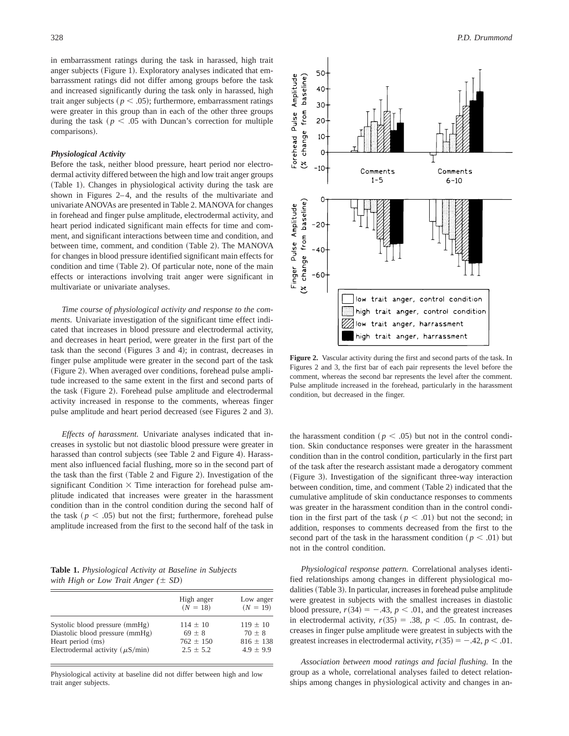in embarrassment ratings during the task in harassed, high trait anger subjects (Figure 1). Exploratory analyses indicated that embarrassment ratings did not differ among groups before the task and increased significantly during the task only in harassed, high trait anger subjects ($p < .05$); furthermore, embarrassment ratings were greater in this group than in each of the other three groups during the task ($p < .05$ with Duncan's correction for multiple comparisons).

### *Physiological Activity*

Before the task, neither blood pressure, heart period nor electrodermal activity differed between the high and low trait anger groups (Table 1). Changes in physiological activity during the task are shown in Figures 2–4, and the results of the multivariate and univariate ANOVAs are presented in Table 2. MANOVA for changes in forehead and finger pulse amplitude, electrodermal activity, and heart period indicated significant main effects for time and comment, and significant interactions between time and condition, and between time, comment, and condition (Table 2). The MANOVA for changes in blood pressure identified significant main effects for condition and time (Table 2). Of particular note, none of the main effects or interactions involving trait anger were significant in multivariate or univariate analyses.

*Time course of physiological activity and response to the comments.* Univariate investigation of the significant time effect indicated that increases in blood pressure and electrodermal activity, and decreases in heart period, were greater in the first part of the task than the second (Figures 3 and 4); in contrast, decreases in finger pulse amplitude were greater in the second part of the task (Figure 2). When averaged over conditions, forehead pulse amplitude increased to the same extent in the first and second parts of the task (Figure 2). Forehead pulse amplitude and electrodermal activity increased in response to the comments, whereas finger pulse amplitude and heart period decreased (see Figures 2 and 3).

*Effects of harassment.* Univariate analyses indicated that increases in systolic but not diastolic blood pressure were greater in harassed than control subjects (see Table 2 and Figure 4). Harassment also influenced facial flushing, more so in the second part of the task than the first (Table 2 and Figure 2). Investigation of the significant Condition × Time interaction for forehead pulse amplitude indicated that increases were greater in the harassment condition than in the control condition during the second half of the task ($p < .05$) but not the first; furthermore, forehead pulse amplitude increased from the first to the second half of the task in the harassment condition ($p < .05$) but not in the control condition. Skin conductance responses were greater in the harassment condition than in the control condition, particularly in the first part of the task after the research assistant made a derogatory comment (Figure 3). Investigation of the significant three-way interaction between condition, time, and comment (Table 2) indicated that the cumulative amplitude of skin conductance responses to comments was greater in the harassment condition than in the control condition in the first part of the task ($p < .01$) but not the second; in addition, responses to comments decreased from the first to the second part of the task in the harassment condition ($p < .01$) but not in the control condition.

*Physiological response pattern.* Correlational analyses identified relationships among changes in different physiological modalities (Table 3). In particular, increases in forehead pulse amplitude were greatest in subjects with the smallest increases in diastolic blood pressure, $r(34) = -.43$, $p < .01$, and the greatest increases in electrodermal activity, $r(35) = .38$, $p < .05$. In contrast, decreases in finger pulse amplitude were greatest in subjects with the greatest increases in electrodermal activity, $r(35) = -.42$, $p < .01$.

*Association between mood ratings and facial flushing.* In the group as a whole, correlational analyses failed to detect relationships among changes in physiological activity and changes in an-

**Figure 2.** Vascular activity during the first and second parts of the task. In Figures 2 and 3, the first bar of each pair represents the level before the comment, whereas the second bar represents the level after the comment. Pulse amplitude increased in the forehead, particularly in the harassment condition, but decreased in the finger.

**Table 1.** *Physiological Activity at Baseline in Subjects with High or Low Trait Anger (± SD)*

| | High anger ($N = 18$) | Low anger ($N = 19$) |
|---|---|---|
| Systolic blood pressure (mmHg) | 114 ± 10 | 119 ± 10 |
| Diastolic blood pressure (mmHg) | 69 ± 8 | 70 ± 8 |
| Heart period (ms) | 762 ± 150 | 816 ± 138 |
| Electrodermal activity ($\mu$S/min) | 2.5 ± 5.2 | 4.9 ± 9.9 |

Physiological activity at baseline did not differ between high and low trait anger subjects.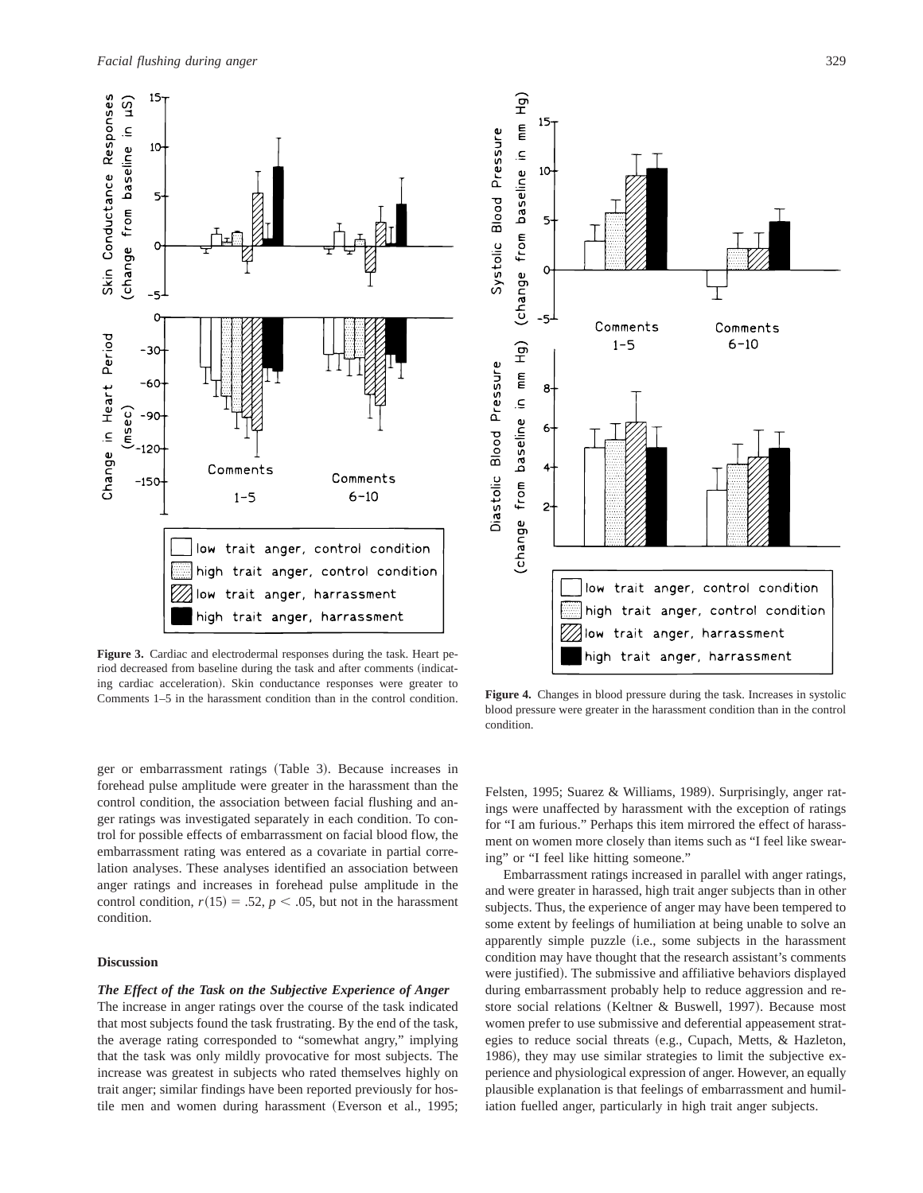**Figure 3.** Cardiac and electrodermal responses during the task. Heart period decreased from baseline during the task and after comments (indicating cardiac acceleration). Skin conductance responses were greater to Comments 1–5 in the harassment condition than in the control condition.

**Figure 4.** Changes in blood pressure during the task. Increases in systolic blood pressure were greater in the harassment condition than in the control condition.

ger or embarrassment ratings (Table 3). Because increases in forehead pulse amplitude were greater in the harassment than the control condition, the association between facial flushing and anger ratings was investigated separately in each condition. To control for possible effects of embarrassment on facial blood flow, the embarrassment rating was entered as a covariate in partial correlation analyses. These analyses identified an association between anger ratings and increases in forehead pulse amplitude in the control condition, $r(15) = .52$, $p < .05$, but not in the harassment condition.

## Discussion

### *The Effect of the Task on the Subjective Experience of Anger*

The increase in anger ratings over the course of the task indicated that most subjects found the task frustrating. By the end of the task, the average rating corresponded to "somewhat angry," implying that the task was only mildly provocative for most subjects. The increase was greatest in subjects who rated themselves highly on trait anger; similar findings have been reported previously for hostile men and women during harassment (Everson et al., 1995; Felsten, 1995; Suarez & Williams, 1989). Surprisingly, anger ratings were unaffected by harassment with the exception of ratings for "I am furious." Perhaps this item mirrored the effect of harassment on women more closely than items such as "I feel like swearing" or "I feel like hitting someone."

Embarrassment ratings increased in parallel with anger ratings, and were greater in harassed, high trait anger subjects than in other subjects. Thus, the experience of anger may have been tempered to some extent by feelings of humiliation at being unable to solve an apparently simple puzzle (i.e., some subjects in the harassment condition may have thought that the research assistant's comments were justified). The submissive and affiliative behaviors displayed during embarrassment probably help to reduce aggression and restore social relations (Keltner & Buswell, 1997). Because most women prefer to use submissive and deferential appeasement strategies to reduce social threats (e.g., Cupach, Metts, & Hazleton, 1986), they may use similar strategies to limit the subjective experience and physiological expression of anger. However, an equally plausible explanation is that feelings of embarrassment and humiliation fuelled anger, particularly in high trait anger subjects.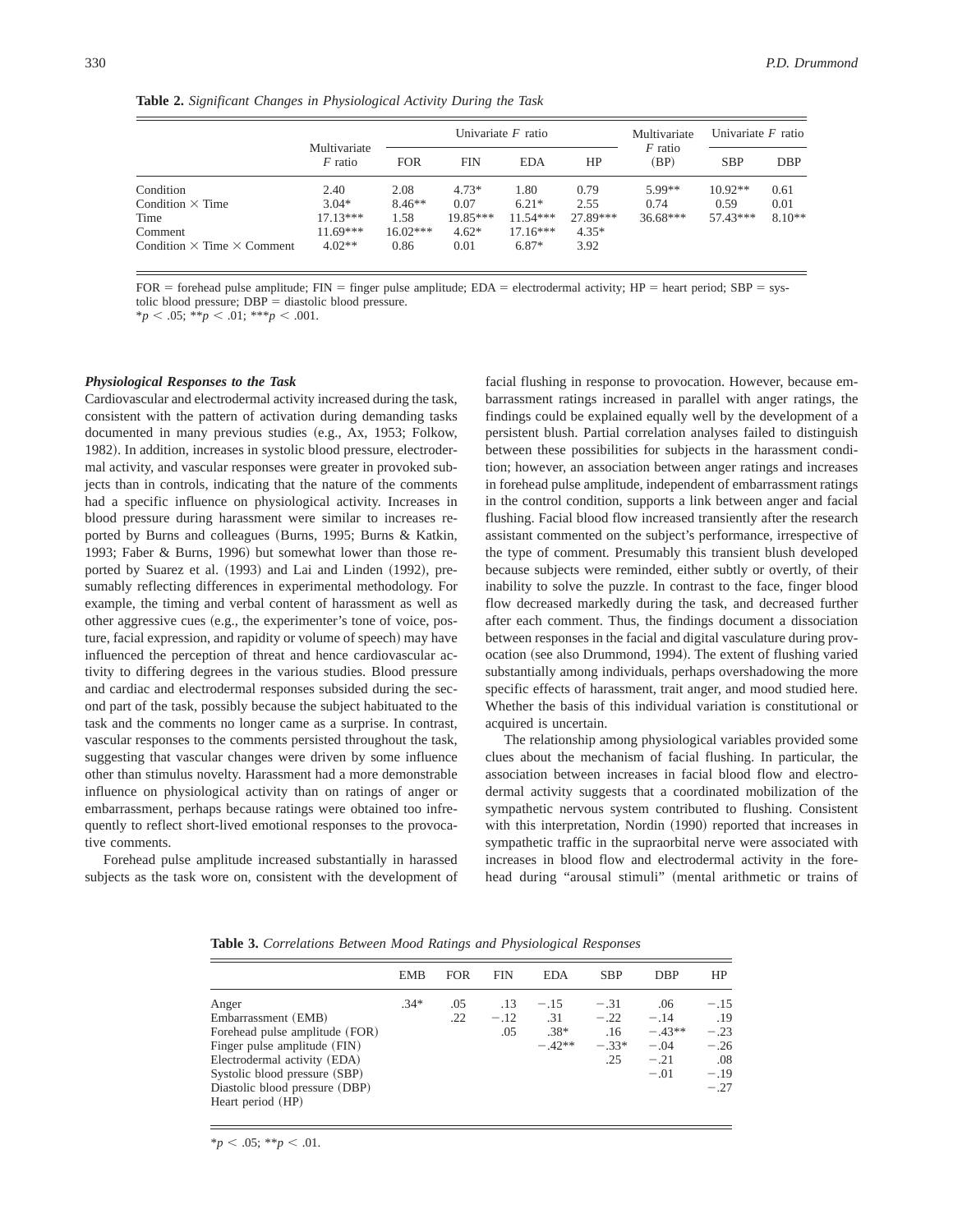**Table 2.** *Significant Changes in Physiological Activity During the Task*

| | Multivariate $F$ ratio | Univariate $F$ ratio | | | | Multivariate $F$ ratio (BP) | Univariate $F$ ratio | |
|---|---|---|---|---|---|---|---|---|
| | | FOR | FIN | EDA | HP | | SBP | DBP |
| Condition | 2.40 | 2.08 | 4.73* | 1.80 | 0.79 | 5.99** | 10.92** | 0.61 |
| Condition × Time | 3.04* | 8.46** | 0.07 | 6.21* | 2.55 | 0.74 | 0.59 | 0.01 |
| Time | 17.13*** | 1.58 | 19.85*** | 11.54*** | 27.89*** | 36.68*** | 57.43*** | 8.10** |
| Comment | 11.69*** | 16.02*** | 4.62* | 17.16*** | 4.35* | | | |
| Condition × Time × Comment | 4.02** | 0.86 | 0.01 | 6.87* | 3.92 | | | |

FOR = forehead pulse amplitude; FIN = finger pulse amplitude; EDA = electrodermal activity; HP = heart period; SBP = systolic blood pressure; DBP = diastolic blood pressure.
*$p < .05$; **$p < .01$; ***$p < .001$.

### *Physiological Responses to the Task*

Cardiovascular and electrodermal activity increased during the task, consistent with the pattern of activation during demanding tasks documented in many previous studies (e.g., Ax, 1953; Folkow, 1982). In addition, increases in systolic blood pressure, electrodermal activity, and vascular responses were greater in provoked subjects than in controls, indicating that the nature of the comments had a specific influence on physiological activity. Increases in blood pressure during harassment were similar to increases reported by Burns and colleagues (Burns, 1995; Burns & Katkin, 1993; Faber & Burns, 1996) but somewhat lower than those reported by Suarez et al. (1993) and Lai and Linden (1992), presumably reflecting differences in experimental methodology. For example, the timing and verbal content of harassment as well as other aggressive cues (e.g., the experimenter's tone of voice, posture, facial expression, and rapidity or volume of speech) may have influenced the perception of threat and hence cardiovascular activity to differing degrees in the various studies. Blood pressure and cardiac and electrodermal responses subsided during the second part of the task, possibly because the subject habituated to the task and the comments no longer came as a surprise. In contrast, vascular responses to the comments persisted throughout the task, suggesting that vascular changes were driven by some influence other than stimulus novelty. Harassment had a more demonstrable influence on physiological activity than on ratings of anger or embarrassment, perhaps because ratings were obtained too infrequently to reflect short-lived emotional responses to the provocative comments.

Forehead pulse amplitude increased substantially in harassed subjects as the task wore on, consistent with the development of facial flushing in response to provocation. However, because embarrassment ratings increased in parallel with anger ratings, the findings could be explained equally well by the development of a persistent blush. Partial correlation analyses failed to distinguish between these possibilities for subjects in the harassment condition; however, an association between anger ratings and increases in forehead pulse amplitude, independent of embarrassment ratings in the control condition, supports a link between anger and facial flushing. Facial blood flow increased transiently after the research assistant commented on the subject's performance, irrespective of the type of comment. Presumably this transient blush developed because subjects were reminded, either subtly or overtly, of their inability to solve the puzzle. In contrast to the face, finger blood flow decreased markedly during the task, and decreased further after each comment. Thus, the findings document a dissociation between responses in the facial and digital vasculature during provocation (see also Drummond, 1994). The extent of flushing varied substantially among individuals, perhaps overshadowing the more specific effects of harassment, trait anger, and mood studied here. Whether the basis of this individual variation is constitutional or acquired is uncertain.

The relationship among physiological variables provided some clues about the mechanism of facial flushing. In particular, the association between increases in facial blood flow and electrodermal activity suggests that a coordinated mobilization of the sympathetic nervous system contributed to flushing. Consistent with this interpretation, Nordin (1990) reported that increases in sympathetic traffic in the supraorbital nerve were associated with increases in blood flow and electrodermal activity in the forehead during "arousal stimuli" (mental arithmetic or trains of

**Table 3.** *Correlations Between Mood Ratings and Physiological Responses*

| | EMB | FOR | FIN | EDA | SBP | DBP | HP |
|---|---|---|---|---|---|---|---|
| Anger | .34* | .05 | .13 | −.15 | −.31 | .06 | −.15 |
| Embarrassment (EMB) | | .22 | −.12 | .31 | −.22 | −.14 | .19 |
| Forehead pulse amplitude (FOR) | | | .05 | .38* | .16 | −.43** | −.23 |
| Finger pulse amplitude (FIN) | | | | −.42** | −.33* | −.04 | −.26 |
| Electrodermal activity (EDA) | | | | | .25 | −.21 | .08 |
| Systolic blood pressure (SBP) | | | | | | −.01 | −.19 |
| Diastolic blood pressure (DBP) | | | | | | | −.27 |
| Heart period (HP) | | | | | | | |

*$p < .05$; **$p < .01$.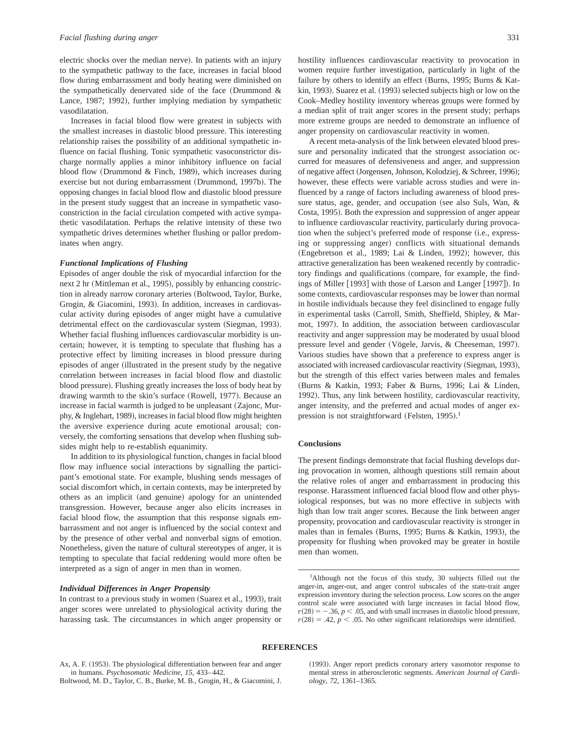electric shocks over the median nerve). In patients with an injury to the sympathetic pathway to the face, increases in facial blood flow during embarrassment and body heating were diminished on the sympathetically denervated side of the face (Drummond & Lance, 1987; 1992), further implying mediation by sympathetic vasodilatation.

Increases in facial blood flow were greatest in subjects with the smallest increases in diastolic blood pressure. This interesting relationship raises the possibility of an additional sympathetic influence on facial flushing. Tonic sympathetic vasoconstrictor discharge normally applies a minor inhibitory influence on facial blood flow (Drummond & Finch, 1989), which increases during exercise but not during embarrassment (Drummond, 1997b). The opposing changes in facial blood flow and diastolic blood pressure in the present study suggest that an increase in sympathetic vasoconstriction in the facial circulation competed with active sympathetic vasodilatation. Perhaps the relative intensity of these two sympathetic drives determines whether flushing or pallor predominates when angry.

### *Functional Implications of Flushing*

Episodes of anger double the risk of myocardial infarction for the next 2 hr (Mittleman et al., 1995), possibly by enhancing constriction in already narrow coronary arteries (Boltwood, Taylor, Burke, Grogin, & Giacomini, 1993). In addition, increases in cardiovascular activity during episodes of anger might have a cumulative detrimental effect on the cardiovascular system (Siegman, 1993). Whether facial flushing influences cardiovascular morbidity is uncertain; however, it is tempting to speculate that flushing has a protective effect by limiting increases in blood pressure during episodes of anger (illustrated in the present study by the negative correlation between increases in facial blood flow and diastolic blood pressure). Flushing greatly increases the loss of body heat by drawing warmth to the skin's surface (Rowell, 1977). Because an increase in facial warmth is judged to be unpleasant (Zajonc, Murphy, & Inglehart, 1989), increases in facial blood flow might heighten the aversive experience during acute emotional arousal; conversely, the comforting sensations that develop when flushing subsides might help to re-establish equanimity.

In addition to its physiological function, changes in facial blood flow may influence social interactions by signalling the participant's emotional state. For example, blushing sends messages of social discomfort which, in certain contexts, may be interpreted by others as an implicit (and genuine) apology for an unintended transgression. However, because anger also elicits increases in facial blood flow, the assumption that this response signals embarrassment and not anger is influenced by the social context and by the presence of other verbal and nonverbal signs of emotion. Nonetheless, given the nature of cultural stereotypes of anger, it is tempting to speculate that facial reddening would more often be interpreted as a sign of anger in men than in women.

### *Individual Differences in Anger Propensity*

In contrast to a previous study in women (Suarez et al., 1993), trait anger scores were unrelated to physiological activity during the harassing task. The circumstances in which anger propensity or hostility influences cardiovascular reactivity to provocation in women require further investigation, particularly in light of the failure by others to identify an effect (Burns, 1995; Burns & Katkin, 1993). Suarez et al. (1993) selected subjects high or low on the Cook–Medley hostility inventory whereas groups were formed by a median split of trait anger scores in the present study; perhaps more extreme groups are needed to demonstrate an influence of anger propensity on cardiovascular reactivity in women.

A recent meta-analysis of the link between elevated blood pressure and personality indicated that the strongest association occurred for measures of defensiveness and anger, and suppression of negative affect (Jorgensen, Johnson, Kolodziej, & Schreer, 1996); however, these effects were variable across studies and were influenced by a range of factors including awareness of blood pressure status, age, gender, and occupation (see also Suls, Wan, & Costa, 1995). Both the expression and suppression of anger appear to influence cardiovascular reactivity, particularly during provocation when the subject's preferred mode of response (i.e., expressing or suppressing anger) conflicts with situational demands (Engebretson et al., 1989; Lai & Linden, 1992); however, this attractive generalization has been weakened recently by contradictory findings and qualifications (compare, for example, the findings of Miller [1993] with those of Larson and Langer [1997]). In some contexts, cardiovascular responses may be lower than normal in hostile individuals because they feel disinclined to engage fully in experimental tasks (Carroll, Smith, Sheffield, Shipley, & Marmot, 1997). In addition, the association between cardiovascular reactivity and anger suppression may be moderated by usual blood pressure level and gender (Vögele, Jarvis, & Cheeseman, 1997). Various studies have shown that a preference to express anger is associated with increased cardiovascular reactivity (Siegman, 1993), but the strength of this effect varies between males and females (Burns & Katkin, 1993; Faber & Burns, 1996; Lai & Linden, 1992). Thus, any link between hostility, cardiovascular reactivity, anger intensity, and the preferred and actual modes of anger expression is not straightforward (Felsten, 1995).[1]

### Conclusions

The present findings demonstrate that facial flushing develops during provocation in women, although questions still remain about the relative roles of anger and embarrassment in producing this response. Harassment influenced facial blood flow and other physiological responses, but was no more effective in subjects with high than low trait anger scores. Because the link between anger propensity, provocation and cardiovascular reactivity is stronger in males than in females (Burns, 1995; Burns & Katkin, 1993), the propensity for flushing when provoked may be greater in hostile men than women.

[1]Although not the focus of this study, 30 subjects filled out the anger-in, anger-out, and anger control subscales of the state-trait anger expression inventory during the selection process. Low scores on the anger control scale were associated with large increases in facial blood flow, $r(28) = -.36$, $p < .05$, and with small increases in diastolic blood pressure, $r(28) = .42$, $p < .05$. No other significant relationships were identified.

## REFERENCES

Ax, A. F. (1953). The physiological differentiation between fear and anger in humans. *Psychosomatic Medicine*, *15*, 433–442.

Boltwood, M. D., Taylor, C. B., Burke, M. B., Grogin, H., & Giacomini, J. (1993). Anger report predicts coronary artery vasomotor response to mental stress in atherosclerotic segments. *American Journal of Cardiology*, *72*, 1361–1365.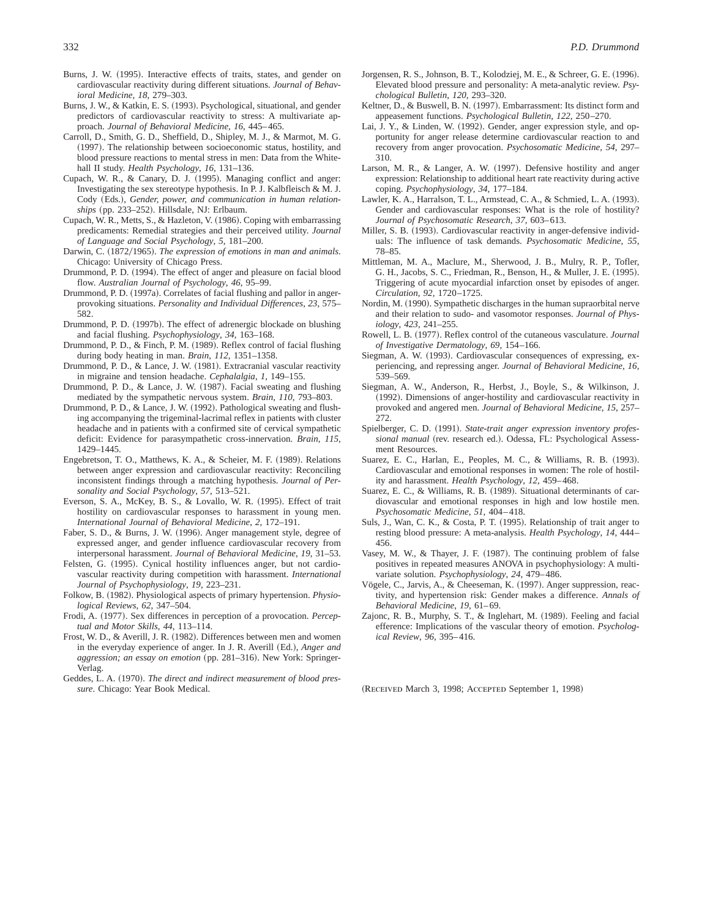Burns, J. W. (1995). Interactive effects of traits, states, and gender on cardiovascular reactivity during different situations. *Journal of Behavioral Medicine*, *18*, 279–303.

Burns, J. W., & Katkin, E. S. (1993). Psychological, situational, and gender predictors of cardiovascular reactivity to stress: A multivariate approach. *Journal of Behavioral Medicine*, *16*, 445–465.

Carroll, D., Smith, G. D., Sheffield, D., Shipley, M. J., & Marmot, M. G. (1997). The relationship between socioeconomic status, hostility, and blood pressure reactions to mental stress in men: Data from the Whitehall II study. *Health Psychology*, *16*, 131–136.

Cupach, W. R., & Canary, D. J. (1995). Managing conflict and anger: Investigating the sex stereotype hypothesis. In P. J. Kalbfleisch & M. J. Cody (Eds.), *Gender, power, and communication in human relationships* (pp. 233–252). Hillsdale, NJ: Erlbaum.

Cupach, W. R., Metts, S., & Hazleton, V. (1986). Coping with embarrassing predicaments: Remedial strategies and their perceived utility. *Journal of Language and Social Psychology*, *5*, 181–200.

Darwin, C. (1872/1965). *The expression of emotions in man and animals*. Chicago: University of Chicago Press.

Drummond, P. D. (1994). The effect of anger and pleasure on facial blood flow. *Australian Journal of Psychology*, *46*, 95–99.

Drummond, P. D. (1997a). Correlates of facial flushing and pallor in anger-provoking situations. *Personality and Individual Differences*, *23*, 575–582.

Drummond, P. D. (1997b). The effect of adrenergic blockade on blushing and facial flushing. *Psychophysiology*, *34*, 163–168.

Drummond, P. D., & Finch, P. M. (1989). Reflex control of facial flushing during body heating in man. *Brain*, *112*, 1351–1358.

Drummond, P. D., & Lance, J. W. (1981). Extracranial vascular reactivity in migraine and tension headache. *Cephalalgia*, *1*, 149–155.

Drummond, P. D., & Lance, J. W. (1987). Facial sweating and flushing mediated by the sympathetic nervous system. *Brain*, *110*, 793–803.

Drummond, P. D., & Lance, J. W. (1992). Pathological sweating and flushing accompanying the trigeminal-lacrimal reflex in patients with cluster headache and in patients with a confirmed site of cervical sympathetic deficit: Evidence for parasympathetic cross-innervation. *Brain*, *115*, 1429–1445.

Engebretson, T. O., Matthews, K. A., & Scheier, M. F. (1989). Relations between anger expression and cardiovascular reactivity: Reconciling inconsistent findings through a matching hypothesis. *Journal of Personality and Social Psychology*, *57*, 513–521.

Everson, S. A., McKey, B. S., & Lovallo, W. R. (1995). Effect of trait hostility on cardiovascular responses to harassment in young men. *International Journal of Behavioral Medicine*, *2*, 172–191.

Faber, S. D., & Burns, J. W. (1996). Anger management style, degree of expressed anger, and gender influence cardiovascular recovery from interpersonal harassment. *Journal of Behavioral Medicine*, *19*, 31–53.

Felsten, G. (1995). Cynical hostility influences anger, but not cardiovascular reactivity during competition with harassment. *International Journal of Psychophysiology*, *19*, 223–231.

Folkow, B. (1982). Physiological aspects of primary hypertension. *Physiological Reviews*, *62*, 347–504.

Frodi, A. (1977). Sex differences in perception of a provocation. *Perceptual and Motor Skills*, *44*, 113–114.

Frost, W. D., & Averill, J. R. (1982). Differences between men and women in the everyday experience of anger. In J. R. Averill (Ed.), *Anger and aggression; an essay on emotion* (pp. 281–316). New York: Springer-Verlag.

Geddes, L. A. (1970). *The direct and indirect measurement of blood pressure*. Chicago: Year Book Medical.

Jorgensen, R. S., Johnson, B. T., Kolodziej, M. E., & Schreer, G. E. (1996). Elevated blood pressure and personality: A meta-analytic review. *Psychological Bulletin*, *120*, 293–320.

Keltner, D., & Buswell, B. N. (1997). Embarrassment: Its distinct form and appeasement functions. *Psychological Bulletin*, *122*, 250–270.

Lai, J. Y., & Linden, W. (1992). Gender, anger expression style, and opportunity for anger release determine cardiovascular reaction to and recovery from anger provocation. *Psychosomatic Medicine*, *54*, 297–310.

Larson, M. R., & Langer, A. W. (1997). Defensive hostility and anger expression: Relationship to additional heart rate reactivity during active coping. *Psychophysiology*, *34*, 177–184.

Lawler, K. A., Harralson, T. L., Armstead, C. A., & Schmied, L. A. (1993). Gender and cardiovascular responses: What is the role of hostility? *Journal of Psychosomatic Research*, *37*, 603–613.

Miller, S. B. (1993). Cardiovascular reactivity in anger-defensive individuals: The influence of task demands. *Psychosomatic Medicine*, *55*, 78–85.

Mittleman, M. A., Maclure, M., Sherwood, J. B., Mulry, R. P., Tofler, G. H., Jacobs, S. C., Friedman, R., Benson, H., & Muller, J. E. (1995). Triggering of acute myocardial infarction onset by episodes of anger. *Circulation*, *92*, 1720–1725.

Nordin, M. (1990). Sympathetic discharges in the human supraorbital nerve and their relation to sudo- and vasomotor responses. *Journal of Physiology*, *423*, 241–255.

Rowell, L. B. (1977). Reflex control of the cutaneous vasculature. *Journal of Investigative Dermatology*, *69*, 154–166.

Siegman, A. W. (1993). Cardiovascular consequences of expressing, experiencing, and repressing anger. *Journal of Behavioral Medicine*, *16*, 539–569.

Siegman, A. W., Anderson, R., Herbst, J., Boyle, S., & Wilkinson, J. (1992). Dimensions of anger-hostility and cardiovascular reactivity in provoked and angered men. *Journal of Behavioral Medicine*, *15*, 257–272.

Spielberger, C. D. (1991). *State-trait anger expression inventory professional manual* (rev. research ed.). Odessa, FL: Psychological Assessment Resources.

Suarez, E. C., Harlan, E., Peoples, M. C., & Williams, R. B. (1993). Cardiovascular and emotional responses in women: The role of hostility and harassment. *Health Psychology*, *12*, 459–468.

Suarez, E. C., & Williams, R. B. (1989). Situational determinants of cardiovascular and emotional responses in high and low hostile men. *Psychosomatic Medicine*, *51*, 404–418.

Suls, J., Wan, C. K., & Costa, P. T. (1995). Relationship of trait anger to resting blood pressure: A meta-analysis. *Health Psychology*, *14*, 444–456.

Vasey, M. W., & Thayer, J. F. (1987). The continuing problem of false positives in repeated measures ANOVA in psychophysiology: A multivariate solution. *Psychophysiology*, *24*, 479–486.

Vögele, C., Jarvis, A., & Cheeseman, K. (1997). Anger suppression, reactivity, and hypertension risk: Gender makes a difference. *Annals of Behavioral Medicine*, *19*, 61–69.

Zajonc, R. B., Murphy, S. T., & Inglehart, M. (1989). Feeling and facial efference: Implications of the vascular theory of emotion. *Psychological Review*, *96*, 395–416.

(Received March 3, 1998; Accepted September 1, 1998)